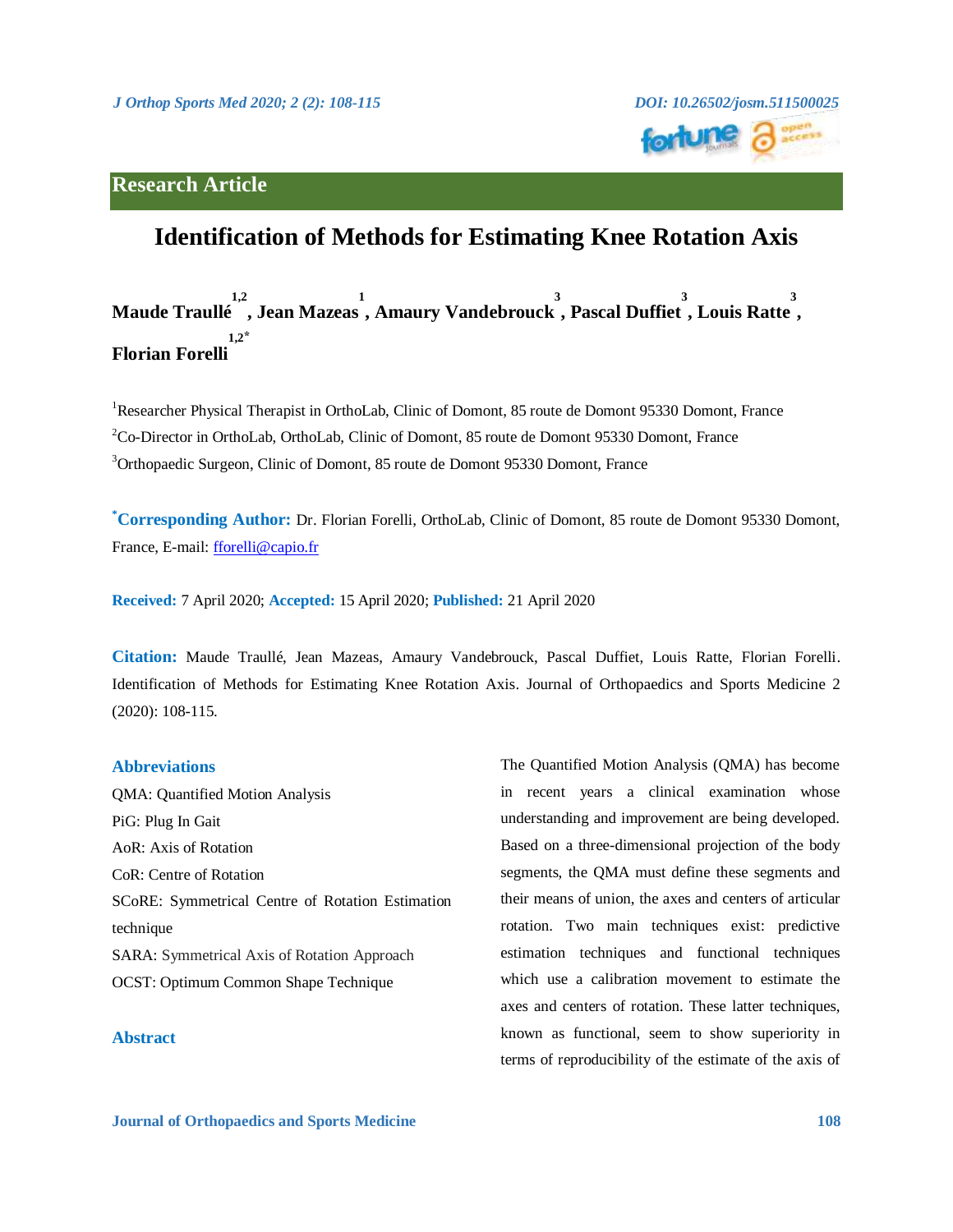Research Article

# Identification of Methods for Estimating Knee Rotation Axis

**Maude Traullé[1,2], Jean Mazeas[1], Amaury Vandebrouck[3], Pascal Duffiet[3], Louis Ratte[3], Florian Forelli[1,2*]**

[1]Researcher Physical Therapist in OrthoLab, Clinic of Domont, 85 route de Domont 95330 Domont, France

[2]Co-Director in OrthoLab, OrthoLab, Clinic of Domont, 85 route de Domont 95330 Domont, France

[3]Orthopaedic Surgeon, Clinic of Domont, 85 route de Domont 95330 Domont, France

[*]**Corresponding Author:** Dr. Florian Forelli, OrthoLab, Clinic of Domont, 85 route de Domont 95330 Domont, France, E-mail: fforelli@capio.fr

**Received:** 7 April 2020; **Accepted:** 15 April 2020; **Published:** 21 April 2020

**Citation:** Maude Traullé, Jean Mazeas, Amaury Vandebrouck, Pascal Duffiet, Louis Ratte, Florian Forelli. Identification of Methods for Estimating Knee Rotation Axis. Journal of Orthopaedics and Sports Medicine 2 (2020): 108-115.

## Abbreviations

QMA: Quantified Motion Analysis

PiG: Plug In Gait

AoR: Axis of Rotation

CoR: Centre of Rotation

SCoRE: Symmetrical Centre of Rotation Estimation technique

SARA: Symmetrical Axis of Rotation Approach

OCST: Optimum Common Shape Technique

## Abstract

The Quantified Motion Analysis (QMA) has become in recent years a clinical examination whose understanding and improvement are being developed. Based on a three-dimensional projection of the body segments, the QMA must define these segments and their means of union, the axes and centers of articular rotation. Two main techniques exist: predictive estimation techniques and functional techniques which use a calibration movement to estimate the axes and centers of rotation. These latter techniques, known as functional, seem to show superiority in terms of reproducibility of the estimate of the axis of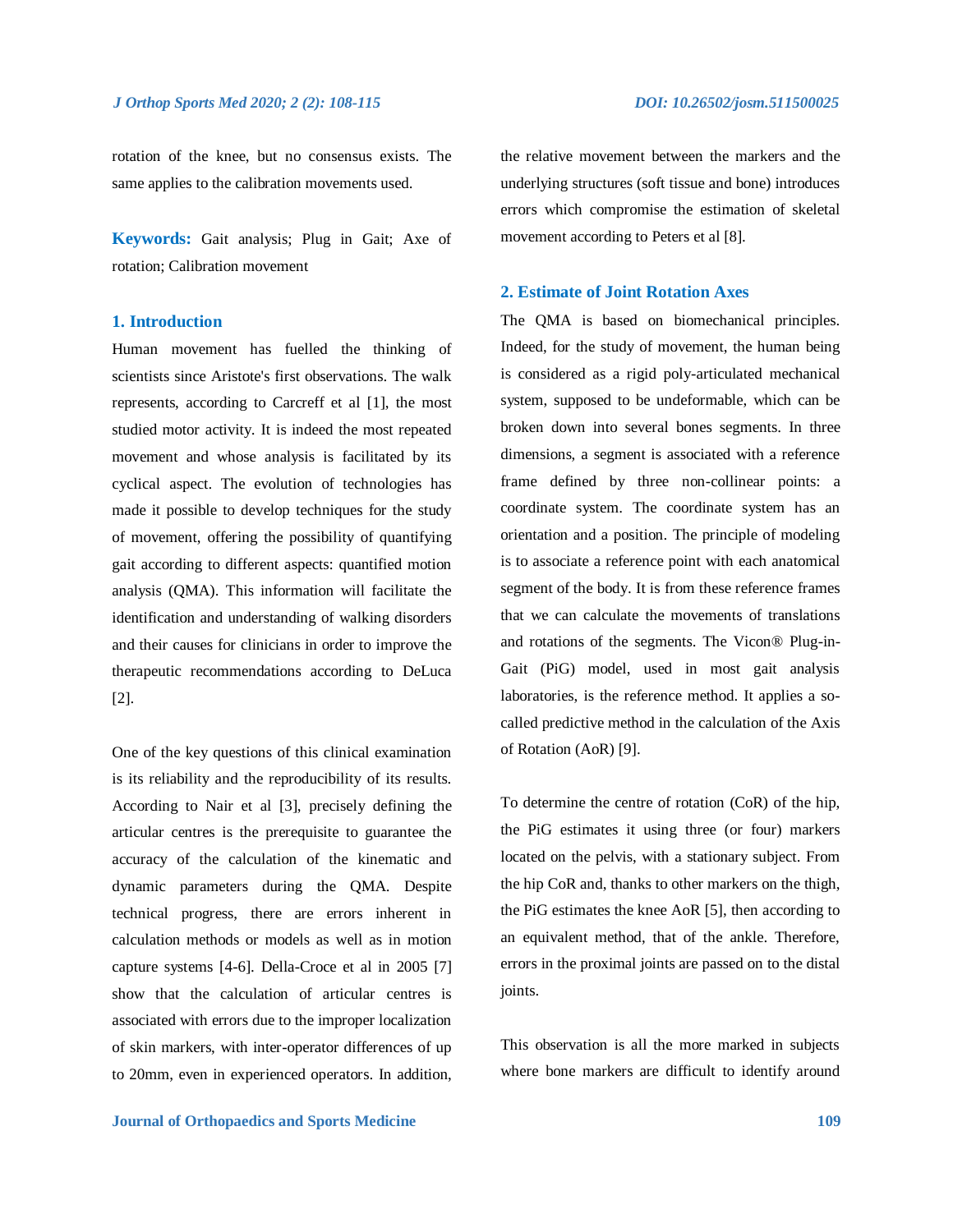rotation of the knee, but no consensus exists. The same applies to the calibration movements used.

**Keywords:** Gait analysis; Plug in Gait; Axe of rotation; Calibration movement

## 1. Introduction

Human movement has fuelled the thinking of scientists since Aristote's first observations. The walk represents, according to Carcreff et al [1], the most studied motor activity. It is indeed the most repeated movement and whose analysis is facilitated by its cyclical aspect. The evolution of technologies has made it possible to develop techniques for the study of movement, offering the possibility of quantifying gait according to different aspects: quantified motion analysis (QMA). This information will facilitate the identification and understanding of walking disorders and their causes for clinicians in order to improve the therapeutic recommendations according to DeLuca [2].

One of the key questions of this clinical examination is its reliability and the reproducibility of its results. According to Nair et al [3], precisely defining the articular centres is the prerequisite to guarantee the accuracy of the calculation of the kinematic and dynamic parameters during the QMA. Despite technical progress, there are errors inherent in calculation methods or models as well as in motion capture systems [4-6]. Della-Croce et al in 2005 [7] show that the calculation of articular centres is associated with errors due to the improper localization of skin markers, with inter-operator differences of up to 20mm, even in experienced operators. In addition, the relative movement between the markers and the underlying structures (soft tissue and bone) introduces errors which compromise the estimation of skeletal movement according to Peters et al [8].

## 2. Estimate of Joint Rotation Axes

The QMA is based on biomechanical principles. Indeed, for the study of movement, the human being is considered as a rigid poly-articulated mechanical system, supposed to be undeformable, which can be broken down into several bones segments. In three dimensions, a segment is associated with a reference frame defined by three non-collinear points: a coordinate system. The coordinate system has an orientation and a position. The principle of modeling is to associate a reference point with each anatomical segment of the body. It is from these reference frames that we can calculate the movements of translations and rotations of the segments. The Vicon® Plug-in-Gait (PiG) model, used in most gait analysis laboratories, is the reference method. It applies a so-called predictive method in the calculation of the Axis of Rotation (AoR) [9].

To determine the centre of rotation (CoR) of the hip, the PiG estimates it using three (or four) markers located on the pelvis, with a stationary subject. From the hip CoR and, thanks to other markers on the thigh, the PiG estimates the knee AoR [5], then according to an equivalent method, that of the ankle. Therefore, errors in the proximal joints are passed on to the distal joints.

This observation is all the more marked in subjects where bone markers are difficult to identify around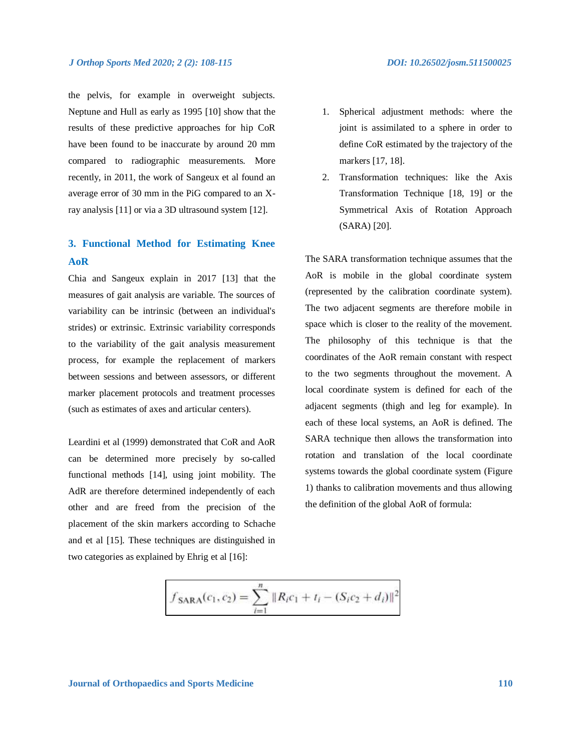the pelvis, for example in overweight subjects. Neptune and Hull as early as 1995 [10] show that the results of these predictive approaches for hip CoR have been found to be inaccurate by around 20 mm compared to radiographic measurements. More recently, in 2011, the work of Sangeux et al found an average error of 30 mm in the PiG compared to an X-ray analysis [11] or via a 3D ultrasound system [12].

## 3. Functional Method for Estimating Knee AoR

Chia and Sangeux explain in 2017 [13] that the measures of gait analysis are variable. The sources of variability can be intrinsic (between an individual's strides) or extrinsic. Extrinsic variability corresponds to the variability of the gait analysis measurement process, for example the replacement of markers between sessions and between assessors, or different marker placement protocols and treatment processes (such as estimates of axes and articular centers).

Leardini et al (1999) demonstrated that CoR and AoR can be determined more precisely by so-called functional methods [14], using joint mobility. The AdR are therefore determined independently of each other and are freed from the precision of the placement of the skin markers according to Schache and et al [15]. These techniques are distinguished in two categories as explained by Ehrig et al [16]:

1. Spherical adjustment methods: where the joint is assimilated to a sphere in order to define CoR estimated by the trajectory of the markers [17, 18].
2. Transformation techniques: like the Axis Transformation Technique [18, 19] or the Symmetrical Axis of Rotation Approach (SARA) [20].

The SARA transformation technique assumes that the AoR is mobile in the global coordinate system (represented by the calibration coordinate system). The two adjacent segments are therefore mobile in space which is closer to the reality of the movement. The philosophy of this technique is that the coordinates of the AoR remain constant with respect to the two segments throughout the movement. A local coordinate system is defined for each of the adjacent segments (thigh and leg for example). In each of these local systems, an AoR is defined. The SARA technique then allows the transformation into rotation and translation of the local coordinate systems towards the global coordinate system (Figure 1) thanks to calibration movements and thus allowing the definition of the global AoR of formula:

$$f_{\text{SARA}}(c_1, c_2) = \sum_{i=1}^{n} \|R_i c_1 + t_i - (S_i c_2 + d_i)\|^2$$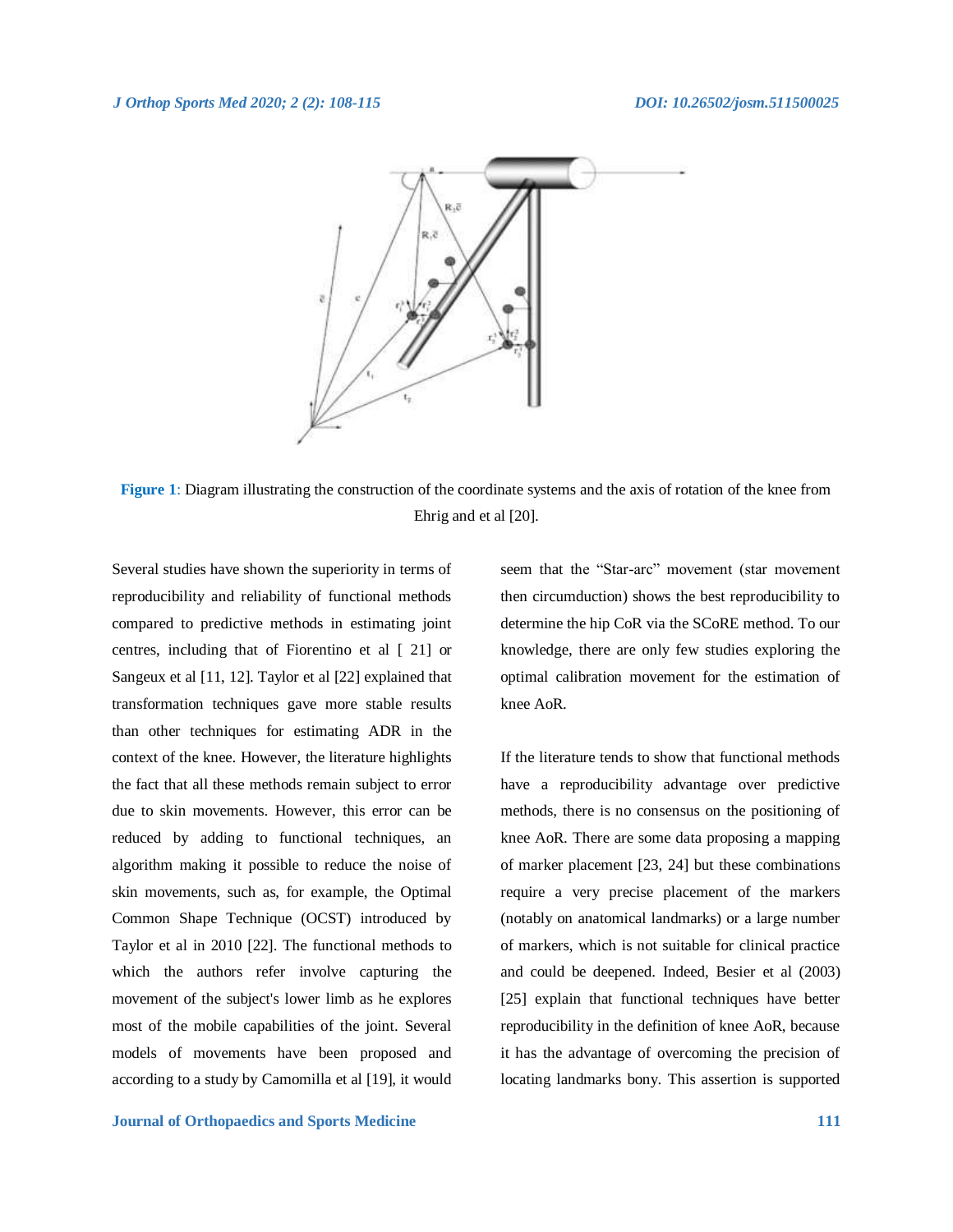**Figure 1**: Diagram illustrating the construction of the coordinate systems and the axis of rotation of the knee from Ehrig and et al [20].

Several studies have shown the superiority in terms of reproducibility and reliability of functional methods compared to predictive methods in estimating joint centres, including that of Fiorentino et al [ 21] or Sangeux et al [11, 12]. Taylor et al [22] explained that transformation techniques gave more stable results than other techniques for estimating ADR in the context of the knee. However, the literature highlights the fact that all these methods remain subject to error due to skin movements. However, this error can be reduced by adding to functional techniques, an algorithm making it possible to reduce the noise of skin movements, such as, for example, the Optimal Common Shape Technique (OCST) introduced by Taylor et al in 2010 [22]. The functional methods to which the authors refer involve capturing the movement of the subject's lower limb as he explores most of the mobile capabilities of the joint. Several models of movements have been proposed and according to a study by Camomilla et al [19], it would seem that the "Star-arc" movement (star movement then circumduction) shows the best reproducibility to determine the hip CoR via the SCoRE method. To our knowledge, there are only few studies exploring the optimal calibration movement for the estimation of knee AoR.

If the literature tends to show that functional methods have a reproducibility advantage over predictive methods, there is no consensus on the positioning of knee AoR. There are some data proposing a mapping of marker placement [23, 24] but these combinations require a very precise placement of the markers (notably on anatomical landmarks) or a large number of markers, which is not suitable for clinical practice and could be deepened. Indeed, Besier et al (2003) [25] explain that functional techniques have better reproducibility in the definition of knee AoR, because it has the advantage of overcoming the precision of locating landmarks bony. This assertion is supported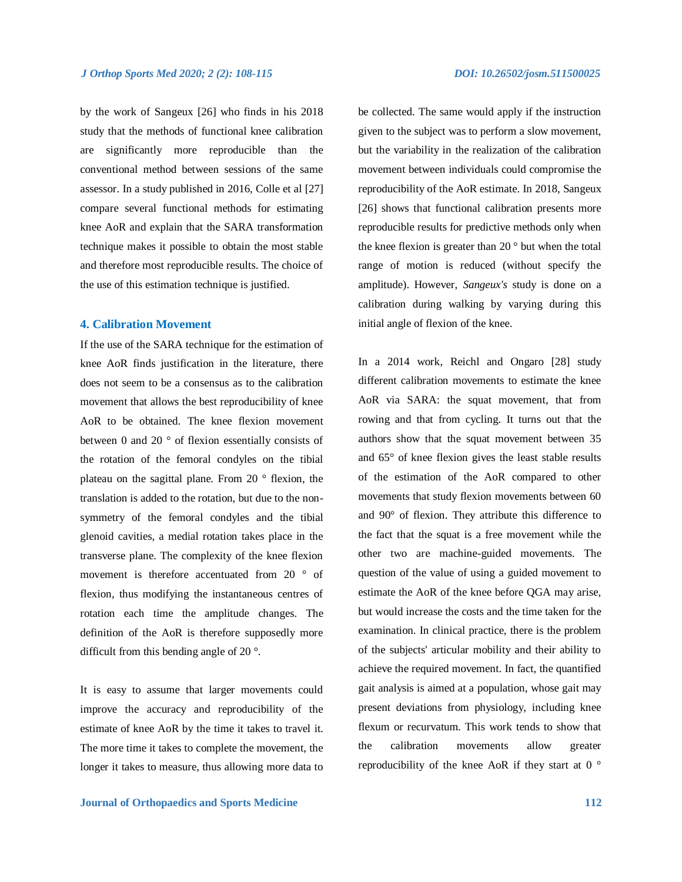by the work of Sangeux [26] who finds in his 2018 study that the methods of functional knee calibration are significantly more reproducible than the conventional method between sessions of the same assessor. In a study published in 2016, Colle et al [27] compare several functional methods for estimating knee AoR and explain that the SARA transformation technique makes it possible to obtain the most stable and therefore most reproducible results. The choice of the use of this estimation technique is justified.

## 4. Calibration Movement

If the use of the SARA technique for the estimation of knee AoR finds justification in the literature, there does not seem to be a consensus as to the calibration movement that allows the best reproducibility of knee AoR to be obtained. The knee flexion movement between 0 and 20 ° of flexion essentially consists of the rotation of the femoral condyles on the tibial plateau on the sagittal plane. From 20 ° flexion, the translation is added to the rotation, but due to the non-symmetry of the femoral condyles and the tibial glenoid cavities, a medial rotation takes place in the transverse plane. The complexity of the knee flexion movement is therefore accentuated from 20 ° of flexion, thus modifying the instantaneous centres of rotation each time the amplitude changes. The definition of the AoR is therefore supposedly more difficult from this bending angle of 20 °.

It is easy to assume that larger movements could improve the accuracy and reproducibility of the estimate of knee AoR by the time it takes to travel it. The more time it takes to complete the movement, the longer it takes to measure, thus allowing more data to be collected. The same would apply if the instruction given to the subject was to perform a slow movement, but the variability in the realization of the calibration movement between individuals could compromise the reproducibility of the AoR estimate. In 2018, Sangeux [26] shows that functional calibration presents more reproducible results for predictive methods only when the knee flexion is greater than 20 ° but when the total range of motion is reduced (without specify the amplitude). However, *Sangeux's* study is done on a calibration during walking by varying during this initial angle of flexion of the knee.

In a 2014 work, Reichl and Ongaro [28] study different calibration movements to estimate the knee AoR via SARA: the squat movement, that from rowing and that from cycling. It turns out that the authors show that the squat movement between 35 and 65° of knee flexion gives the least stable results of the estimation of the AoR compared to other movements that study flexion movements between 60 and 90° of flexion. They attribute this difference to the fact that the squat is a free movement while the other two are machine-guided movements. The question of the value of using a guided movement to estimate the AoR of the knee before QGA may arise, but would increase the costs and the time taken for the examination. In clinical practice, there is the problem of the subjects' articular mobility and their ability to achieve the required movement. In fact, the quantified gait analysis is aimed at a population, whose gait may present deviations from physiology, including knee flexum or recurvatum. This work tends to show that the calibration movements allow greater reproducibility of the knee AoR if they start at 0 °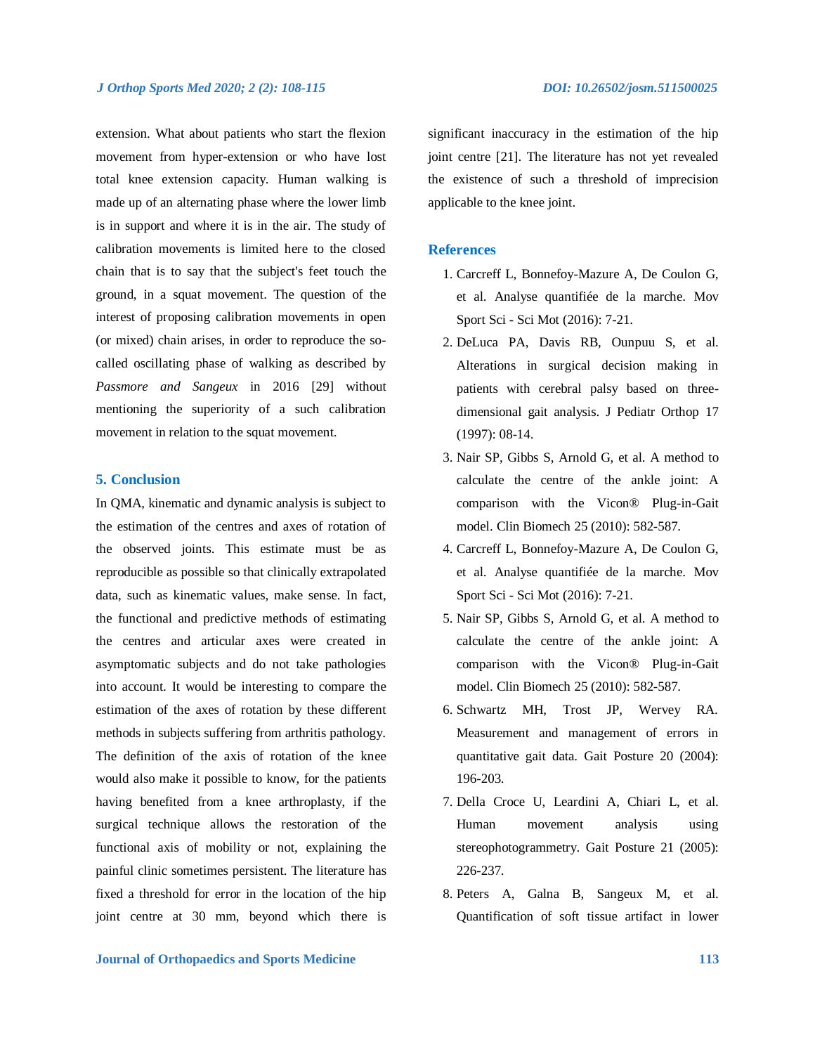extension. What about patients who start the flexion movement from hyper-extension or who have lost total knee extension capacity. Human walking is made up of an alternating phase where the lower limb is in support and where it is in the air. The study of calibration movements is limited here to the closed chain that is to say that the subject's feet touch the ground, in a squat movement. The question of the interest of proposing calibration movements in open (or mixed) chain arises, in order to reproduce the so-called oscillating phase of walking as described by *Passmore and Sangeux* in 2016 [29] without mentioning the superiority of a such calibration movement in relation to the squat movement.

## 5. Conclusion

In QMA, kinematic and dynamic analysis is subject to the estimation of the centres and axes of rotation of the observed joints. This estimate must be as reproducible as possible so that clinically extrapolated data, such as kinematic values, make sense. In fact, the functional and predictive methods of estimating the centres and articular axes were created in asymptomatic subjects and do not take pathologies into account. It would be interesting to compare the estimation of the axes of rotation by these different methods in subjects suffering from arthritis pathology. The definition of the axis of rotation of the knee would also make it possible to know, for the patients having benefited from a knee arthroplasty, if the surgical technique allows the restoration of the functional axis of mobility or not, explaining the painful clinic sometimes persistent. The literature has fixed a threshold for error in the location of the hip joint centre at 30 mm, beyond which there is significant inaccuracy in the estimation of the hip joint centre [21]. The literature has not yet revealed the existence of such a threshold of imprecision applicable to the knee joint.

## References

1. Carcreff L, Bonnefoy-Mazure A, De Coulon G, et al. Analyse quantifiée de la marche. Mov Sport Sci - Sci Mot (2016): 7-21.
2. DeLuca PA, Davis RB, Ounpuu S, et al. Alterations in surgical decision making in patients with cerebral palsy based on three-dimensional gait analysis. J Pediatr Orthop 17 (1997): 08-14.
3. Nair SP, Gibbs S, Arnold G, et al. A method to calculate the centre of the ankle joint: A comparison with the Vicon® Plug-in-Gait model. Clin Biomech 25 (2010): 582-587.
4. Carcreff L, Bonnefoy-Mazure A, De Coulon G, et al. Analyse quantifiée de la marche. Mov Sport Sci - Sci Mot (2016): 7-21.
5. Nair SP, Gibbs S, Arnold G, et al. A method to calculate the centre of the ankle joint: A comparison with the Vicon® Plug-in-Gait model. Clin Biomech 25 (2010): 582-587.
6. Schwartz MH, Trost JP, Wervey RA. Measurement and management of errors in quantitative gait data. Gait Posture 20 (2004): 196-203.
7. Della Croce U, Leardini A, Chiari L, et al. Human movement analysis using stereophotogrammetry. Gait Posture 21 (2005): 226-237.
8. Peters A, Galna B, Sangeux M, et al. Quantification of soft tissue artifact in lower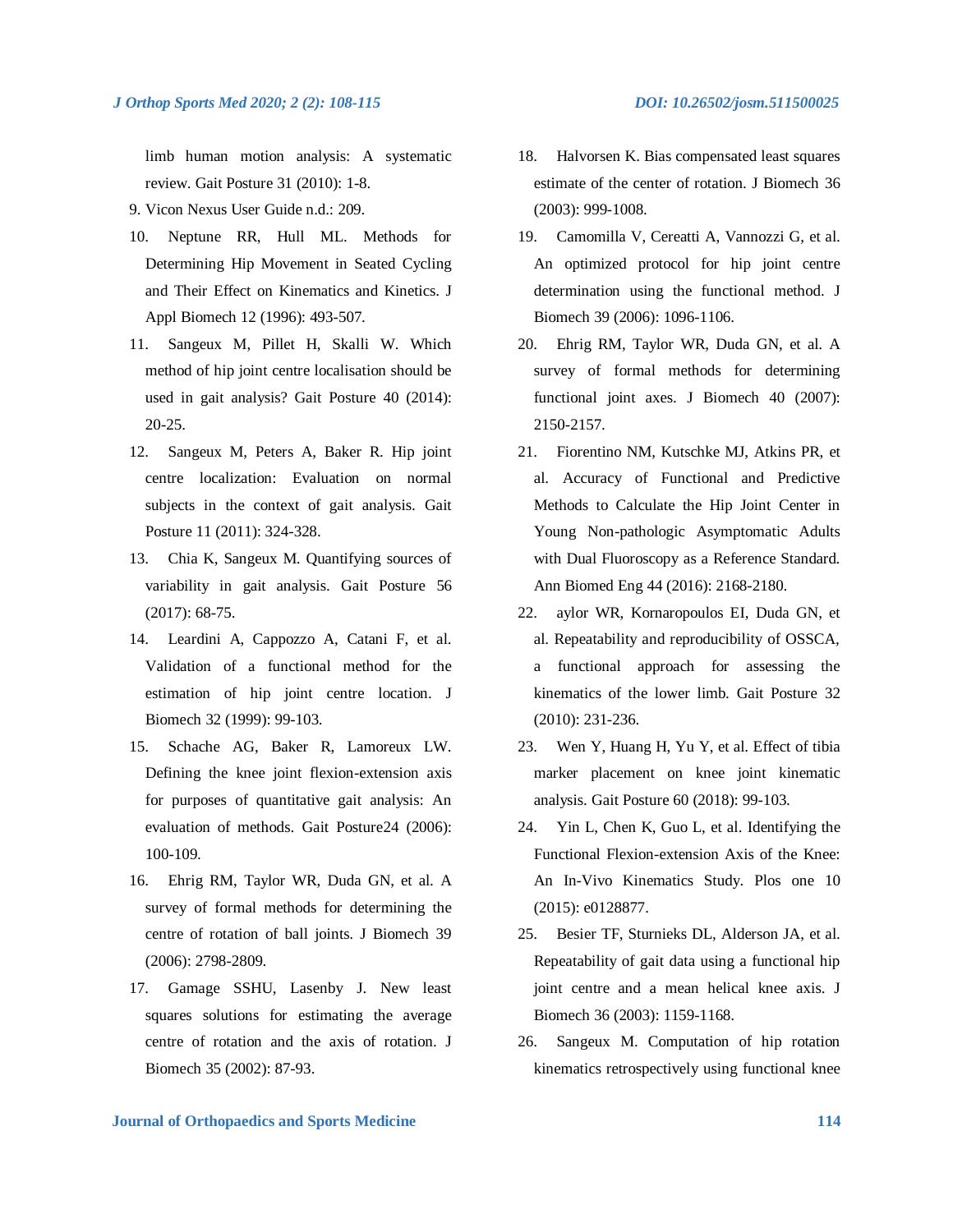limb human motion analysis: A systematic review. Gait Posture 31 (2010): 1-8.

9. Vicon Nexus User Guide n.d.: 209.
10. Neptune RR, Hull ML. Methods for Determining Hip Movement in Seated Cycling and Their Effect on Kinematics and Kinetics. J Appl Biomech 12 (1996): 493-507.
11. Sangeux M, Pillet H, Skalli W. Which method of hip joint centre localisation should be used in gait analysis? Gait Posture 40 (2014): 20-25.
12. Sangeux M, Peters A, Baker R. Hip joint centre localization: Evaluation on normal subjects in the context of gait analysis. Gait Posture 11 (2011): 324-328.
13. Chia K, Sangeux M. Quantifying sources of variability in gait analysis. Gait Posture 56 (2017): 68-75.
14. Leardini A, Cappozzo A, Catani F, et al. Validation of a functional method for the estimation of hip joint centre location. J Biomech 32 (1999): 99-103.
15. Schache AG, Baker R, Lamoreux LW. Defining the knee joint flexion-extension axis for purposes of quantitative gait analysis: An evaluation of methods. Gait Posture24 (2006): 100-109.
16. Ehrig RM, Taylor WR, Duda GN, et al. A survey of formal methods for determining the centre of rotation of ball joints. J Biomech 39 (2006): 2798-2809.
17. Gamage SSHU, Lasenby J. New least squares solutions for estimating the average centre of rotation and the axis of rotation. J Biomech 35 (2002): 87-93.
18. Halvorsen K. Bias compensated least squares estimate of the center of rotation. J Biomech 36 (2003): 999-1008.
19. Camomilla V, Cereatti A, Vannozzi G, et al. An optimized protocol for hip joint centre determination using the functional method. J Biomech 39 (2006): 1096-1106.
20. Ehrig RM, Taylor WR, Duda GN, et al. A survey of formal methods for determining functional joint axes. J Biomech 40 (2007): 2150-2157.
21. Fiorentino NM, Kutschke MJ, Atkins PR, et al. Accuracy of Functional and Predictive Methods to Calculate the Hip Joint Center in Young Non-pathologic Asymptomatic Adults with Dual Fluoroscopy as a Reference Standard. Ann Biomed Eng 44 (2016): 2168-2180.
22. aylor WR, Kornaropoulos EI, Duda GN, et al. Repeatability and reproducibility of OSSCA, a functional approach for assessing the kinematics of the lower limb. Gait Posture 32 (2010): 231-236.
23. Wen Y, Huang H, Yu Y, et al. Effect of tibia marker placement on knee joint kinematic analysis. Gait Posture 60 (2018): 99-103.
24. Yin L, Chen K, Guo L, et al. Identifying the Functional Flexion-extension Axis of the Knee: An In-Vivo Kinematics Study. Plos one 10 (2015): e0128877.
25. Besier TF, Sturnieks DL, Alderson JA, et al. Repeatability of gait data using a functional hip joint centre and a mean helical knee axis. J Biomech 36 (2003): 1159-1168.
26. Sangeux M. Computation of hip rotation kinematics retrospectively using functional knee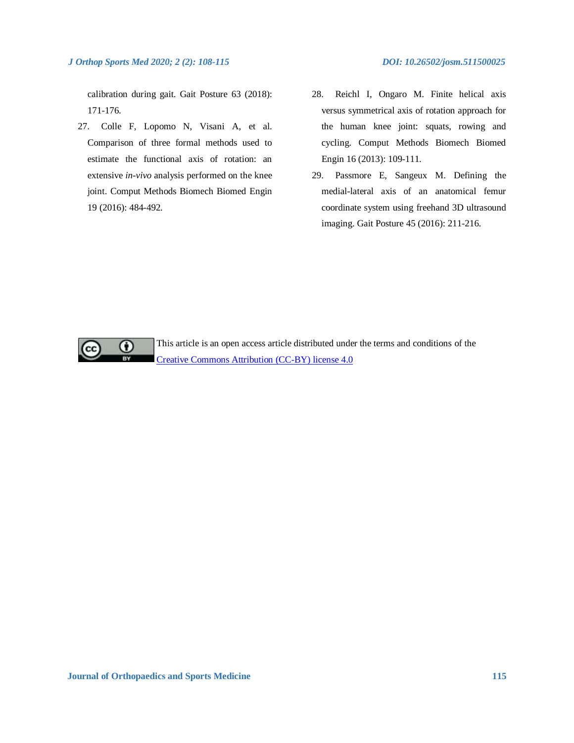calibration during gait. Gait Posture 63 (2018): 171-176.

27. Colle F, Lopomo N, Visani A, et al. Comparison of three formal methods used to estimate the functional axis of rotation: an extensive *in-vivo* analysis performed on the knee joint. Comput Methods Biomech Biomed Engin 19 (2016): 484-492.

28. Reichl I, Ongaro M. Finite helical axis versus symmetrical axis of rotation approach for the human knee joint: squats, rowing and cycling. Comput Methods Biomech Biomed Engin 16 (2013): 109-111.

29. Passmore E, Sangeux M. Defining the medial-lateral axis of an anatomical femur coordinate system using freehand 3D ultrasound imaging. Gait Posture 45 (2016): 211-216.

This article is an open access article distributed under the terms and conditions of the [Creative Commons Attribution (CC-BY) license 4.0]